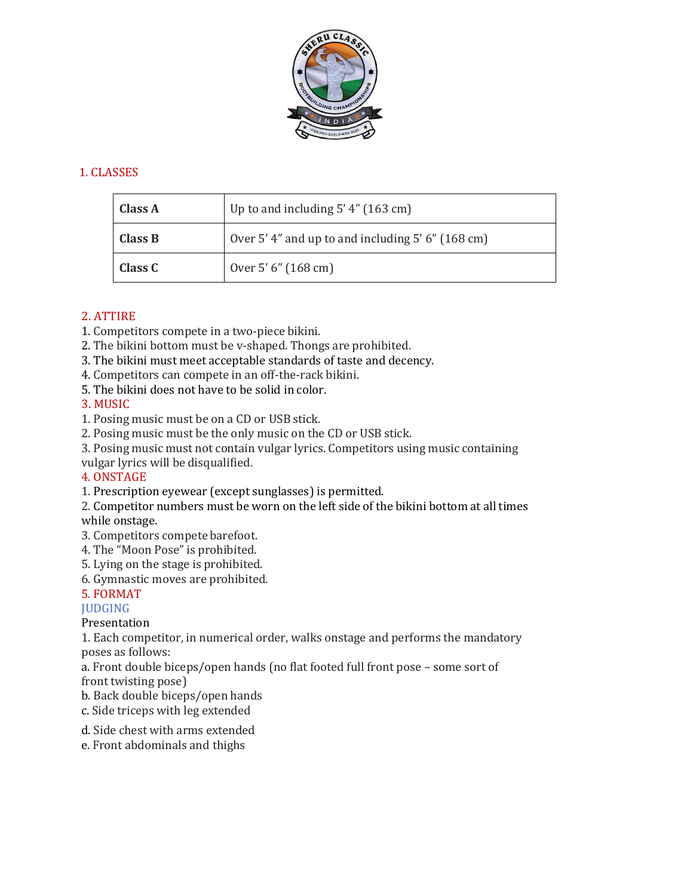## 1. CLASSES

| Class A | Up to and including 5’ 4” (163 cm) |
|---|---|
| Class B | Over 5’ 4” and up to and including 5’ 6” (168 cm) |
| Class C | Over 5’ 6” (168 cm) |

## 2. ATTIRE

1. Competitors compete in a two-piece bikini.
2. The bikini bottom must be v-shaped. Thongs are prohibited.
3. The bikini must meet acceptable standards of taste and decency.
4. Competitors can compete in an off-the-rack bikini.
5. The bikini does not have to be solid in color.

## 3. MUSIC

1. Posing music must be on a CD or USB stick.
2. Posing music must be the only music on the CD or USB stick.
3. Posing music must not contain vulgar lyrics. Competitors using music containing vulgar lyrics will be disqualified.

## 4. ONSTAGE

1. Prescription eyewear (except sunglasses) is permitted.
2. Competitor numbers must be worn on the left side of the bikini bottom at all times while onstage.
3. Competitors compete barefoot.
4. The “Moon Pose” is prohibited.
5. Lying on the stage is prohibited.
6. Gymnastic moves are prohibited.

## 5. FORMAT

### JUDGING

Presentation

1. Each competitor, in numerical order, walks onstage and performs the mandatory poses as follows:

a. Front double biceps/open hands (no flat footed full front pose – some sort of front twisting pose)
b. Back double biceps/open hands
c. Side triceps with leg extended
d. Side chest with arms extended
e. Front abdominals and thighs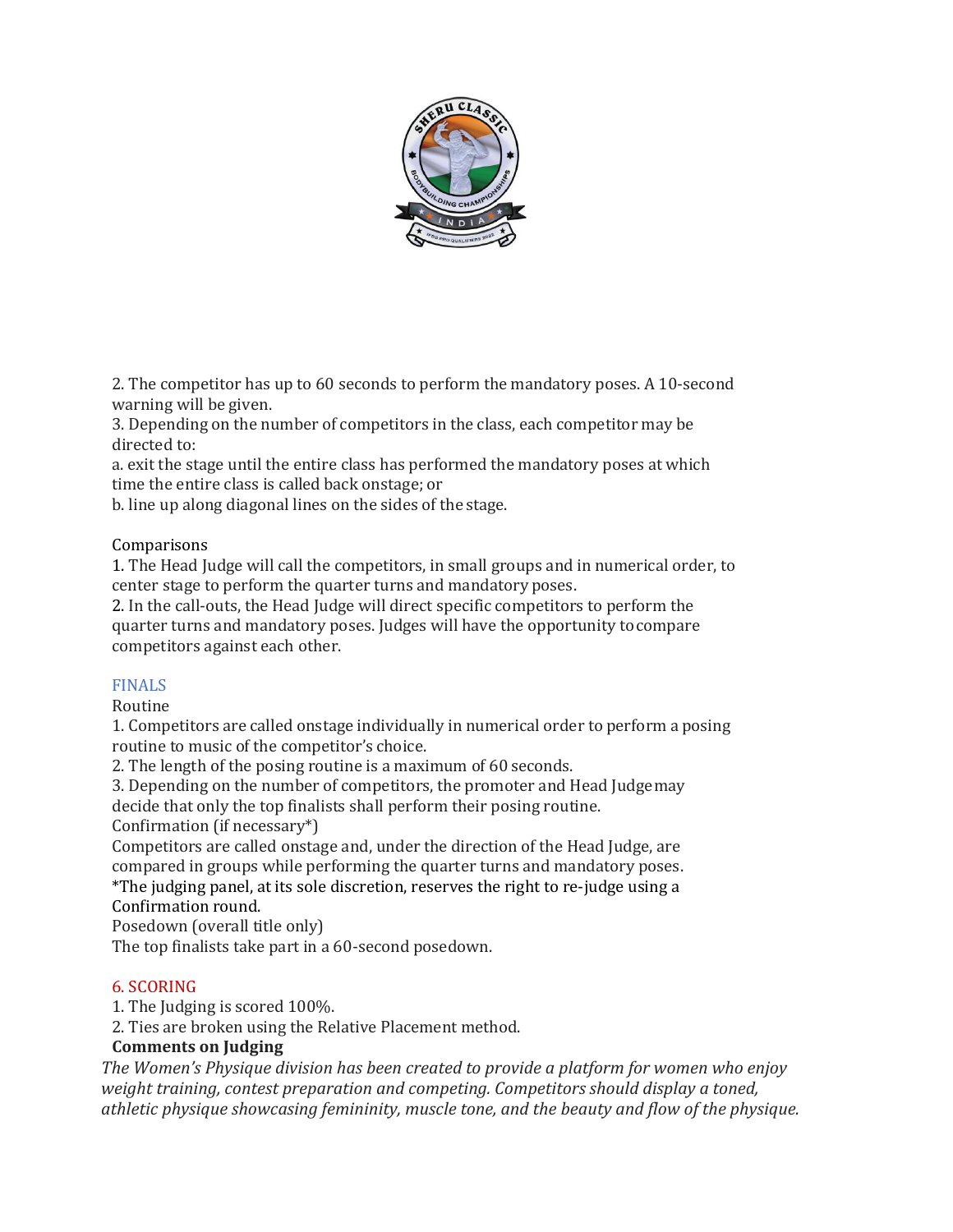2. The competitor has up to 60 seconds to perform the mandatory poses. A 10-second warning will be given.
3. Depending on the number of competitors in the class, each competitor may be directed to:
a. exit the stage until the entire class has performed the mandatory poses at which time the entire class is called back onstage; or
b. line up along diagonal lines on the sides of the stage.

Comparisons
1. The Head Judge will call the competitors, in small groups and in numerical order, to center stage to perform the quarter turns and mandatory poses.
2. In the call-outs, the Head Judge will direct specific competitors to perform the quarter turns and mandatory poses. Judges will have the opportunity to compare competitors against each other.

## FINALS

Routine
1. Competitors are called onstage individually in numerical order to perform a posing routine to music of the competitor's choice.
2. The length of the posing routine is a maximum of 60 seconds.
3. Depending on the number of competitors, the promoter and Head Judge may decide that only the top finalists shall perform their posing routine.

Confirmation (if necessary*)
Competitors are called onstage and, under the direction of the Head Judge, are compared in groups while performing the quarter turns and mandatory poses.
*The judging panel, at its sole discretion, reserves the right to re-judge using a Confirmation round.

Posedown (overall title only)
The top finalists take part in a 60-second posedown.

## 6. SCORING

1. The Judging is scored 100%.
2. Ties are broken using the Relative Placement method.

**Comments on Judging**

*The Women's Physique division has been created to provide a platform for women who enjoy weight training, contest preparation and competing. Competitors should display a toned, athletic physique showcasing femininity, muscle tone, and the beauty and flow of the physique.*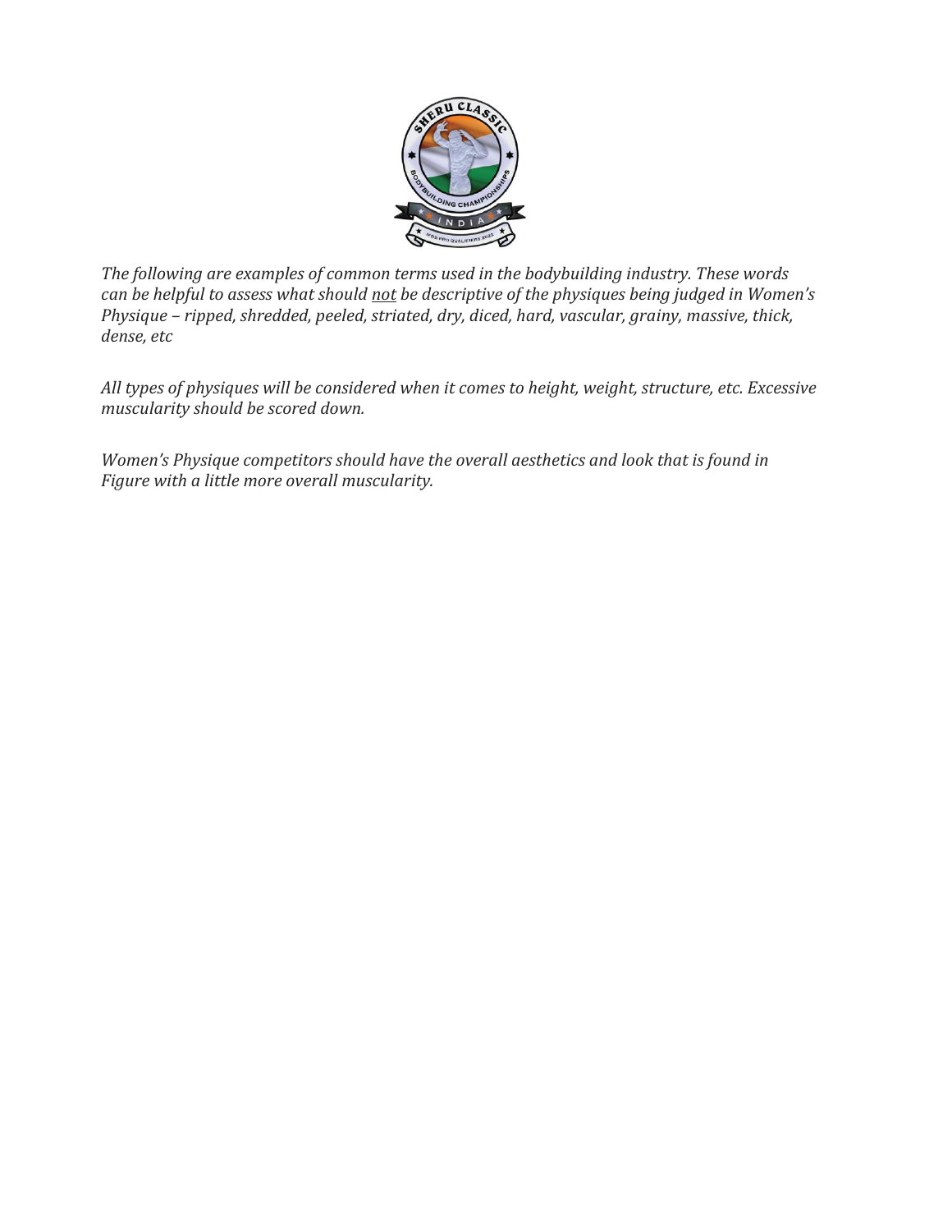*The following are examples of common terms used in the bodybuilding industry. These words can be helpful to assess what should not be descriptive of the physiques being judged in Women's Physique – ripped, shredded, peeled, striated, dry, diced, hard, vascular, grainy, massive, thick, dense, etc*

*All types of physiques will be considered when it comes to height, weight, structure, etc. Excessive muscularity should be scored down.*

*Women's Physique competitors should have the overall aesthetics and look that is found in Figure with a little more overall muscularity.*